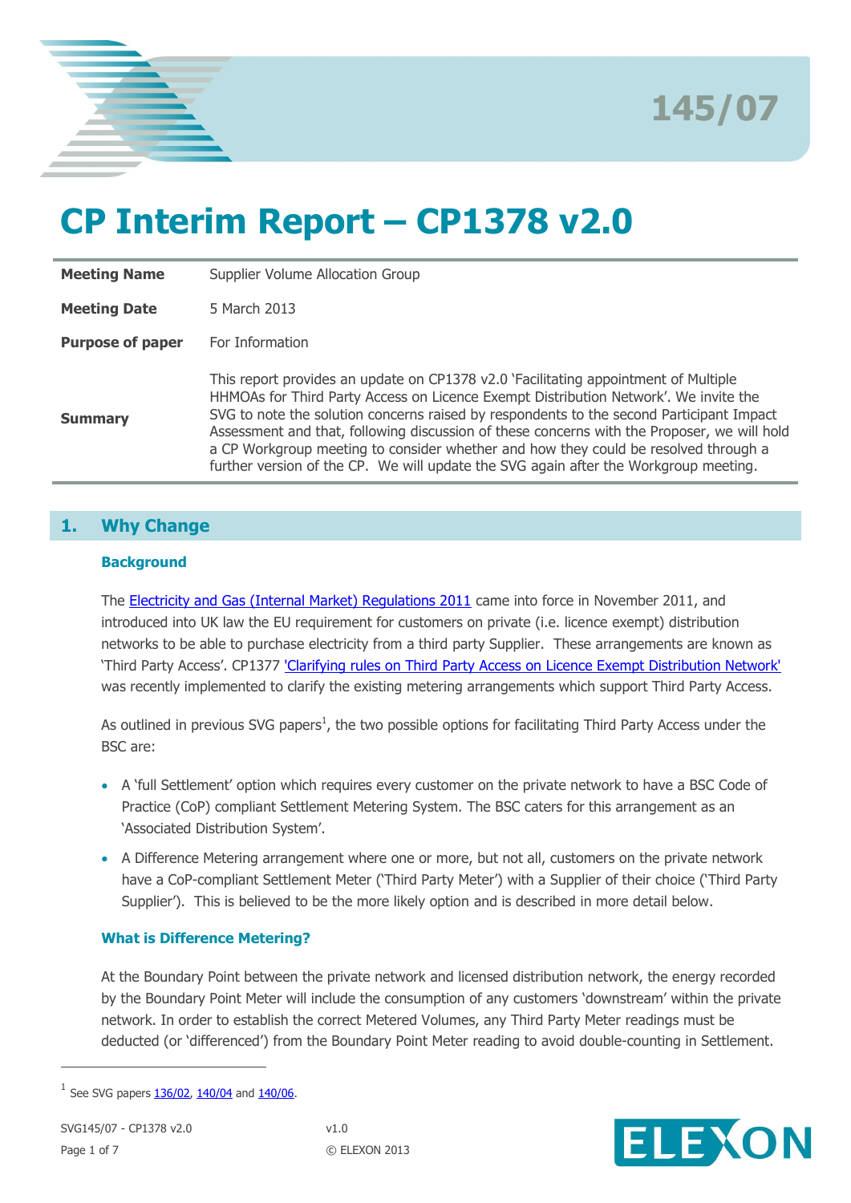145/07

# CP Interim Report – CP1378 v2.0

| **Meeting Name** | Supplier Volume Allocation Group |
|---|---|
| **Meeting Date** | 5 March 2013 |
| **Purpose of paper** | For Information |
| **Summary** | This report provides an update on CP1378 v2.0 'Facilitating appointment of Multiple HHMOAs for Third Party Access on Licence Exempt Distribution Network'. We invite the SVG to note the solution concerns raised by respondents to the second Participant Impact Assessment and that, following discussion of these concerns with the Proposer, we will hold a CP Workgroup meeting to consider whether and how they could be resolved through a further version of the CP. We will update the SVG again after the Workgroup meeting. |

## 1. Why Change

### Background

The Electricity and Gas (Internal Market) Regulations 2011 came into force in November 2011, and introduced into UK law the EU requirement for customers on private (i.e. licence exempt) distribution networks to be able to purchase electricity from a third party Supplier. These arrangements are known as 'Third Party Access'. CP1377 'Clarifying rules on Third Party Access on Licence Exempt Distribution Network' was recently implemented to clarify the existing metering arrangements which support Third Party Access.

As outlined in previous SVG papers[1], the two possible options for facilitating Third Party Access under the BSC are:

- A 'full Settlement' option which requires every customer on the private network to have a BSC Code of Practice (CoP) compliant Settlement Metering System. The BSC caters for this arrangement as an 'Associated Distribution System'.
- A Difference Metering arrangement where one or more, but not all, customers on the private network have a CoP-compliant Settlement Meter ('Third Party Meter') with a Supplier of their choice ('Third Party Supplier'). This is believed to be the more likely option and is described in more detail below.

### What is Difference Metering?

At the Boundary Point between the private network and licensed distribution network, the energy recorded by the Boundary Point Meter will include the consumption of any customers 'downstream' within the private network. In order to establish the correct Metered Volumes, any Third Party Meter readings must be deducted (or 'differenced') from the Boundary Point Meter reading to avoid double-counting in Settlement.

[1] See SVG papers 136/02, 140/04 and 140/06.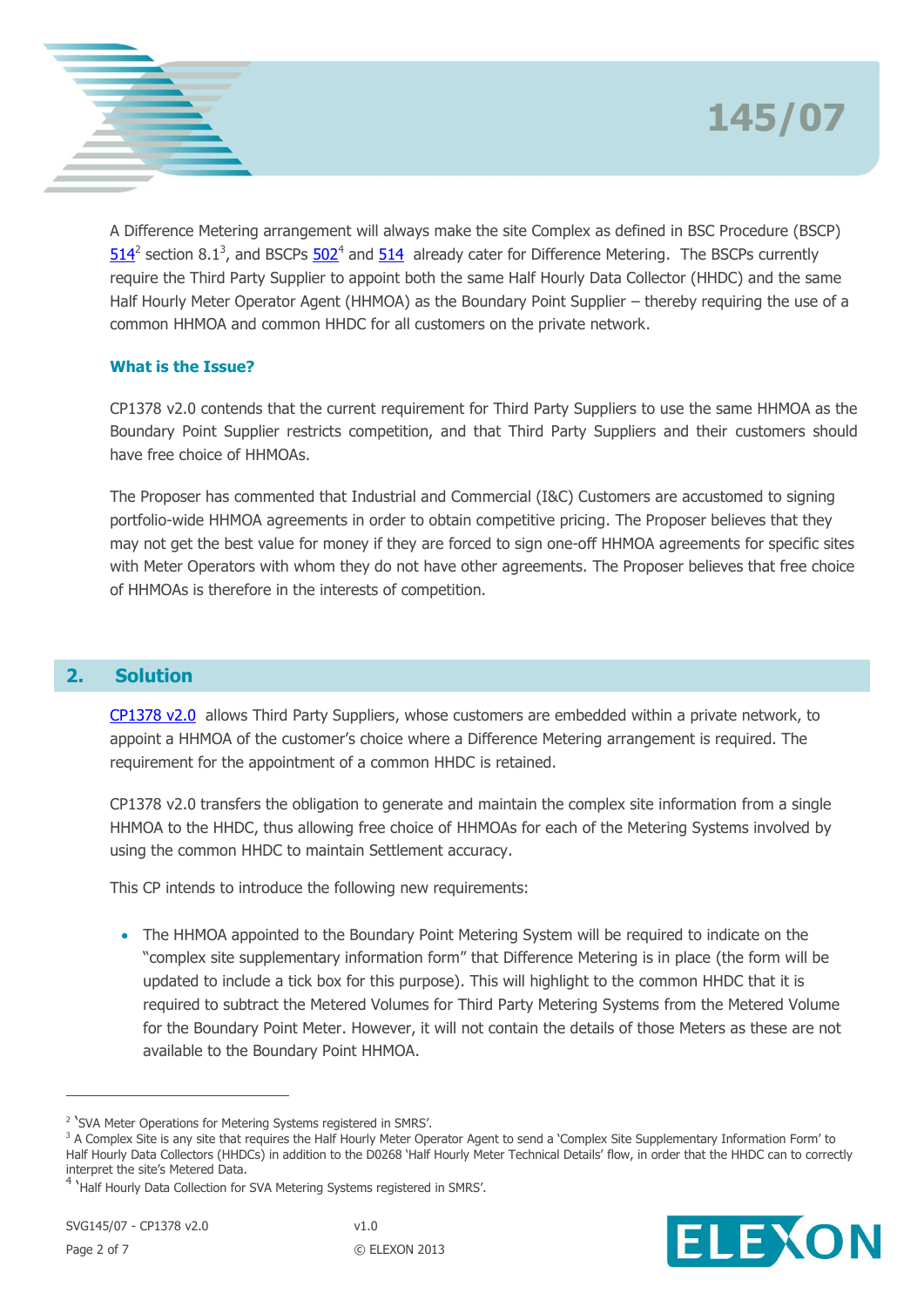A Difference Metering arrangement will always make the site Complex as defined in BSC Procedure (BSCP) 514[2] section 8.1[3], and BSCPs 502[4] and 514 already cater for Difference Metering. The BSCPs currently require the Third Party Supplier to appoint both the same Half Hourly Data Collector (HHDC) and the same Half Hourly Meter Operator Agent (HHMOA) as the Boundary Point Supplier – thereby requiring the use of a common HHMOA and common HHDC for all customers on the private network.

### What is the Issue?

CP1378 v2.0 contends that the current requirement for Third Party Suppliers to use the same HHMOA as the Boundary Point Supplier restricts competition, and that Third Party Suppliers and their customers should have free choice of HHMOAs.

The Proposer has commented that Industrial and Commercial (I&C) Customers are accustomed to signing portfolio-wide HHMOA agreements in order to obtain competitive pricing. The Proposer believes that they may not get the best value for money if they are forced to sign one-off HHMOA agreements for specific sites with Meter Operators with whom they do not have other agreements. The Proposer believes that free choice of HHMOAs is therefore in the interests of competition.

## 2. Solution

CP1378 v2.0 allows Third Party Suppliers, whose customers are embedded within a private network, to appoint a HHMOA of the customer's choice where a Difference Metering arrangement is required. The requirement for the appointment of a common HHDC is retained.

CP1378 v2.0 transfers the obligation to generate and maintain the complex site information from a single HHMOA to the HHDC, thus allowing free choice of HHMOAs for each of the Metering Systems involved by using the common HHDC to maintain Settlement accuracy.

This CP intends to introduce the following new requirements:

- The HHMOA appointed to the Boundary Point Metering System will be required to indicate on the "complex site supplementary information form" that Difference Metering is in place (the form will be updated to include a tick box for this purpose). This will highlight to the common HHDC that it is required to subtract the Metered Volumes for Third Party Metering Systems from the Metered Volume for the Boundary Point Meter. However, it will not contain the details of those Meters as these are not available to the Boundary Point HHMOA.

---

[2] 'SVA Meter Operations for Metering Systems registered in SMRS'.

[3] A Complex Site is any site that requires the Half Hourly Meter Operator Agent to send a 'Complex Site Supplementary Information Form' to Half Hourly Data Collectors (HHDCs) in addition to the D0268 'Half Hourly Meter Technical Details' flow, in order that the HHDC can to correctly interpret the site's Metered Data.

[4] 'Half Hourly Data Collection for SVA Metering Systems registered in SMRS'.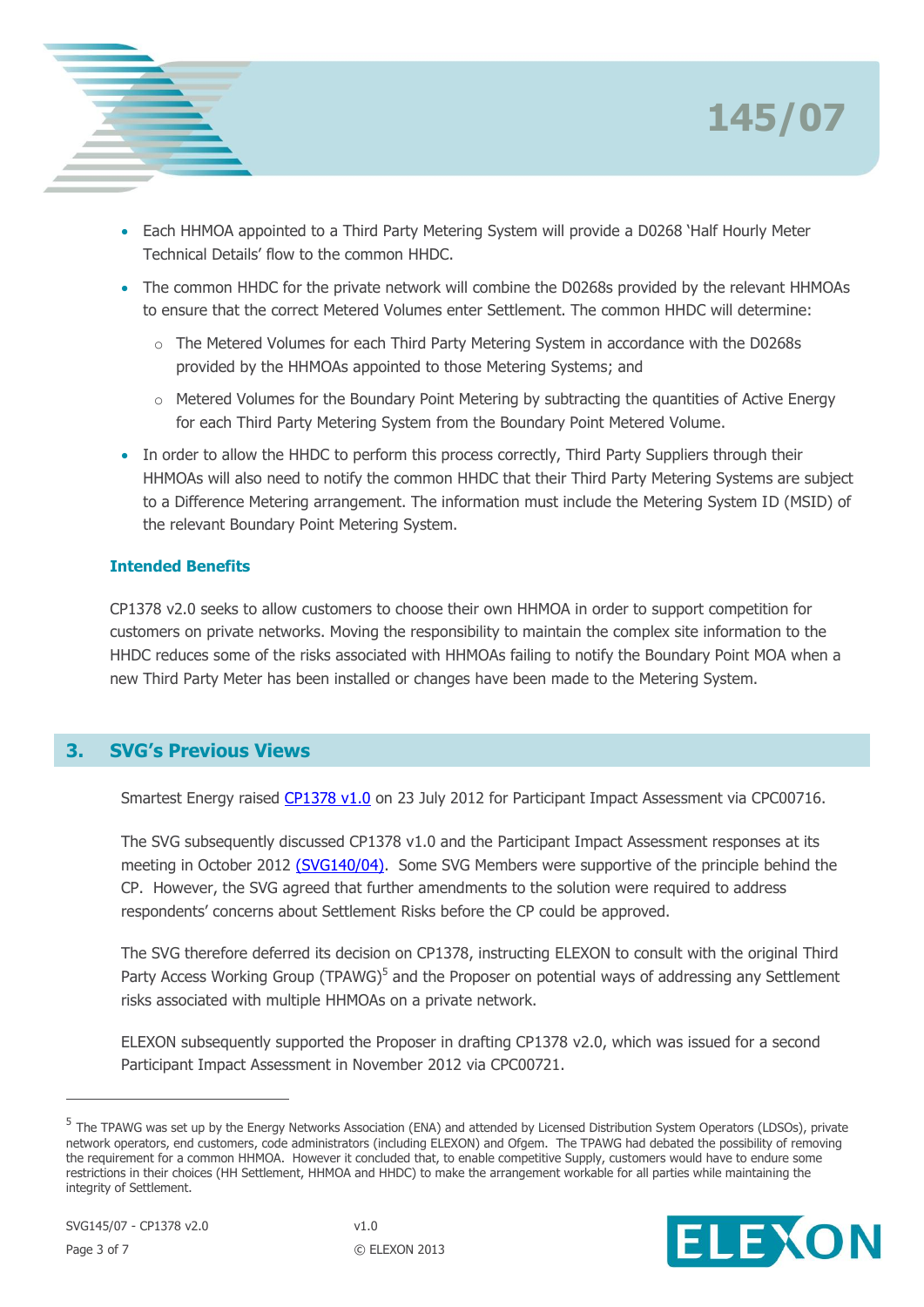- Each HHMOA appointed to a Third Party Metering System will provide a D0268 'Half Hourly Meter Technical Details' flow to the common HHDC.
- The common HHDC for the private network will combine the D0268s provided by the relevant HHMOAs to ensure that the correct Metered Volumes enter Settlement. The common HHDC will determine:
  - The Metered Volumes for each Third Party Metering System in accordance with the D0268s provided by the HHMOAs appointed to those Metering Systems; and
  - Metered Volumes for the Boundary Point Metering by subtracting the quantities of Active Energy for each Third Party Metering System from the Boundary Point Metered Volume.
- In order to allow the HHDC to perform this process correctly, Third Party Suppliers through their HHMOAs will also need to notify the common HHDC that their Third Party Metering Systems are subject to a Difference Metering arrangement. The information must include the Metering System ID (MSID) of the relevant Boundary Point Metering System.

### Intended Benefits

CP1378 v2.0 seeks to allow customers to choose their own HHMOA in order to support competition for customers on private networks. Moving the responsibility to maintain the complex site information to the HHDC reduces some of the risks associated with HHMOAs failing to notify the Boundary Point MOA when a new Third Party Meter has been installed or changes have been made to the Metering System.

## 3. SVG's Previous Views

Smartest Energy raised CP1378 v1.0 on 23 July 2012 for Participant Impact Assessment via CPC00716.

The SVG subsequently discussed CP1378 v1.0 and the Participant Impact Assessment responses at its meeting in October 2012 (SVG140/04). Some SVG Members were supportive of the principle behind the CP. However, the SVG agreed that further amendments to the solution were required to address respondents' concerns about Settlement Risks before the CP could be approved.

The SVG therefore deferred its decision on CP1378, instructing ELEXON to consult with the original Third Party Access Working Group (TPAWG)[5] and the Proposer on potential ways of addressing any Settlement risks associated with multiple HHMOAs on a private network.

ELEXON subsequently supported the Proposer in drafting CP1378 v2.0, which was issued for a second Participant Impact Assessment in November 2012 via CPC00721.

---

[5] The TPAWG was set up by the Energy Networks Association (ENA) and attended by Licensed Distribution System Operators (LDSOs), private network operators, end customers, code administrators (including ELEXON) and Ofgem. The TPAWG had debated the possibility of removing the requirement for a common HHMOA. However it concluded that, to enable competitive Supply, customers would have to endure some restrictions in their choices (HH Settlement, HHMOA and HHDC) to make the arrangement workable for all parties while maintaining the integrity of Settlement.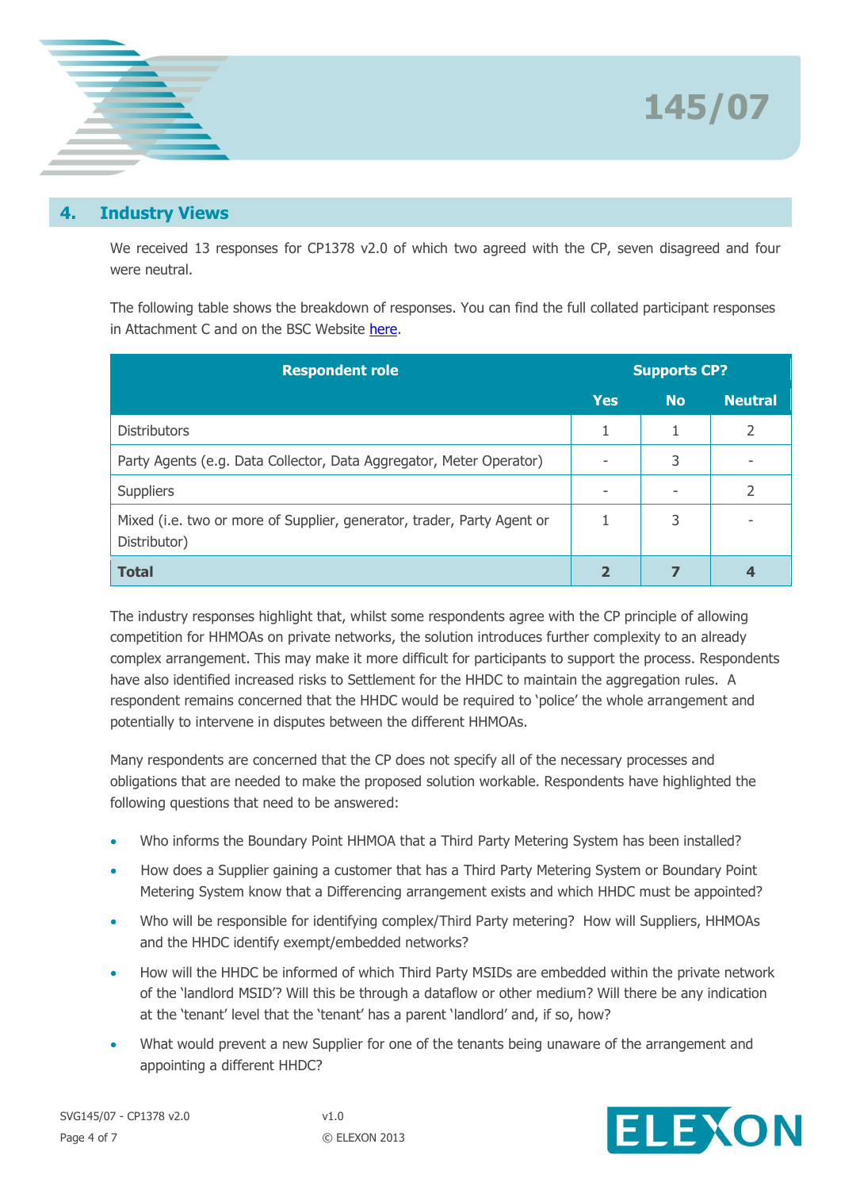## 4. Industry Views

We received 13 responses for CP1378 v2.0 of which two agreed with the CP, seven disagreed and four were neutral.

The following table shows the breakdown of responses. You can find the full collated participant responses in Attachment C and on the BSC Website here.

| Respondent role | Supports CP? | | |
|---|---|---|---|
| | Yes | No | Neutral |
| Distributors | 1 | 1 | 2 |
| Party Agents (e.g. Data Collector, Data Aggregator, Meter Operator) | - | 3 | - |
| Suppliers | - | - | 2 |
| Mixed (i.e. two or more of Supplier, generator, trader, Party Agent or Distributor) | 1 | 3 | - |
| **Total** | **2** | **7** | **4** |

The industry responses highlight that, whilst some respondents agree with the CP principle of allowing competition for HHMOAs on private networks, the solution introduces further complexity to an already complex arrangement. This may make it more difficult for participants to support the process. Respondents have also identified increased risks to Settlement for the HHDC to maintain the aggregation rules. A respondent remains concerned that the HHDC would be required to 'police' the whole arrangement and potentially to intervene in disputes between the different HHMOAs.

Many respondents are concerned that the CP does not specify all of the necessary processes and obligations that are needed to make the proposed solution workable. Respondents have highlighted the following questions that need to be answered:

- Who informs the Boundary Point HHMOA that a Third Party Metering System has been installed?
- How does a Supplier gaining a customer that has a Third Party Metering System or Boundary Point Metering System know that a Differencing arrangement exists and which HHDC must be appointed?
- Who will be responsible for identifying complex/Third Party metering? How will Suppliers, HHMOAs and the HHDC identify exempt/embedded networks?
- How will the HHDC be informed of which Third Party MSIDs are embedded within the private network of the 'landlord MSID'? Will this be through a dataflow or other medium? Will there be any indication at the 'tenant' level that the 'tenant' has a parent 'landlord' and, if so, how?
- What would prevent a new Supplier for one of the tenants being unaware of the arrangement and appointing a different HHDC?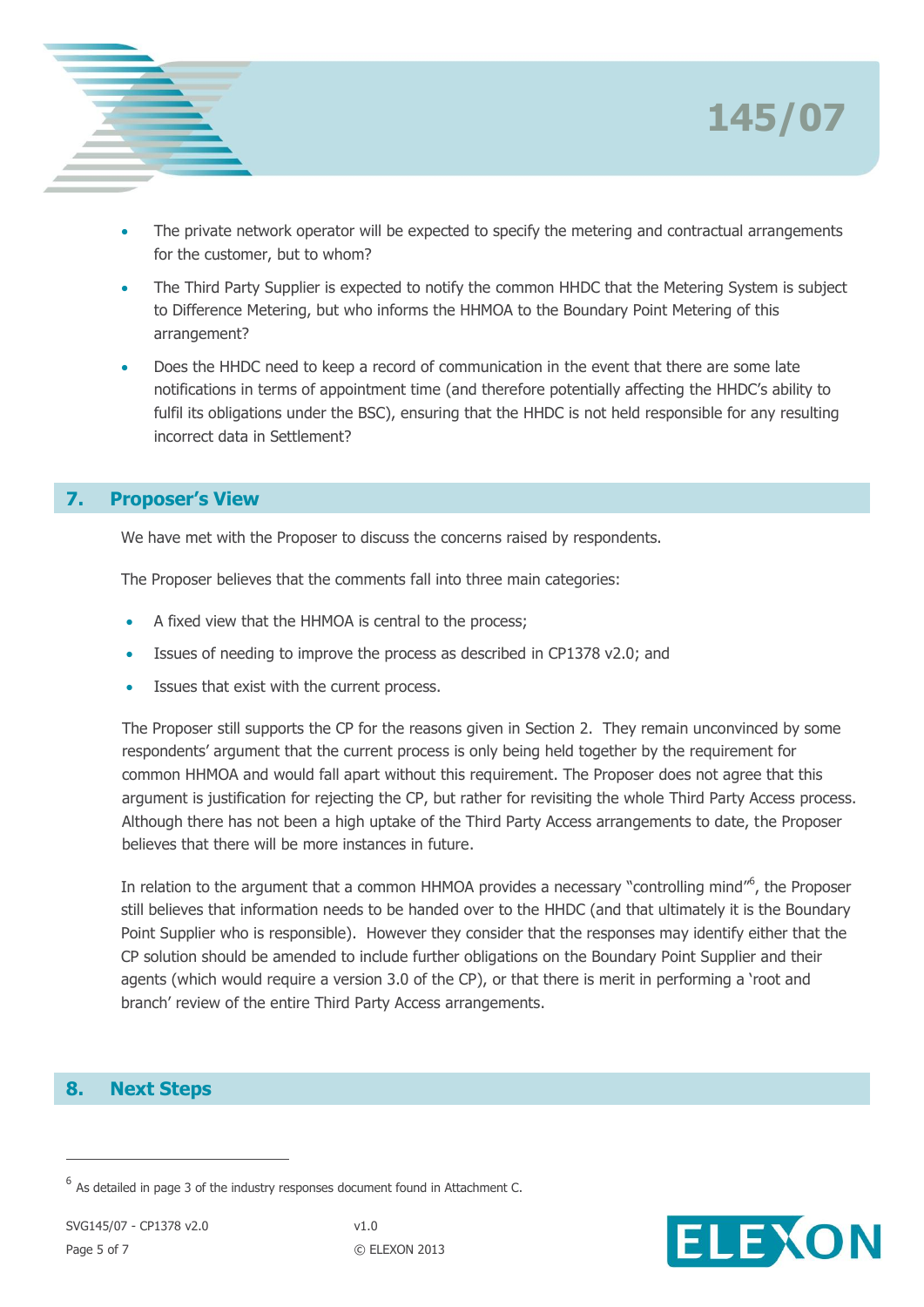- The private network operator will be expected to specify the metering and contractual arrangements for the customer, but to whom?
- The Third Party Supplier is expected to notify the common HHDC that the Metering System is subject to Difference Metering, but who informs the HHMOA to the Boundary Point Metering of this arrangement?
- Does the HHDC need to keep a record of communication in the event that there are some late notifications in terms of appointment time (and therefore potentially affecting the HHDC's ability to fulfil its obligations under the BSC), ensuring that the HHDC is not held responsible for any resulting incorrect data in Settlement?

## 7. Proposer's View

We have met with the Proposer to discuss the concerns raised by respondents.

The Proposer believes that the comments fall into three main categories:

- A fixed view that the HHMOA is central to the process;
- Issues of needing to improve the process as described in CP1378 v2.0; and
- Issues that exist with the current process.

The Proposer still supports the CP for the reasons given in Section 2. They remain unconvinced by some respondents' argument that the current process is only being held together by the requirement for common HHMOA and would fall apart without this requirement. The Proposer does not agree that this argument is justification for rejecting the CP, but rather for revisiting the whole Third Party Access process. Although there has not been a high uptake of the Third Party Access arrangements to date, the Proposer believes that there will be more instances in future.

In relation to the argument that a common HHMOA provides a necessary "controlling mind"[6], the Proposer still believes that information needs to be handed over to the HHDC (and that ultimately it is the Boundary Point Supplier who is responsible). However they consider that the responses may identify either that the CP solution should be amended to include further obligations on the Boundary Point Supplier and their agents (which would require a version 3.0 of the CP), or that there is merit in performing a 'root and branch' review of the entire Third Party Access arrangements.

## 8. Next Steps

[6] As detailed in page 3 of the industry responses document found in Attachment C.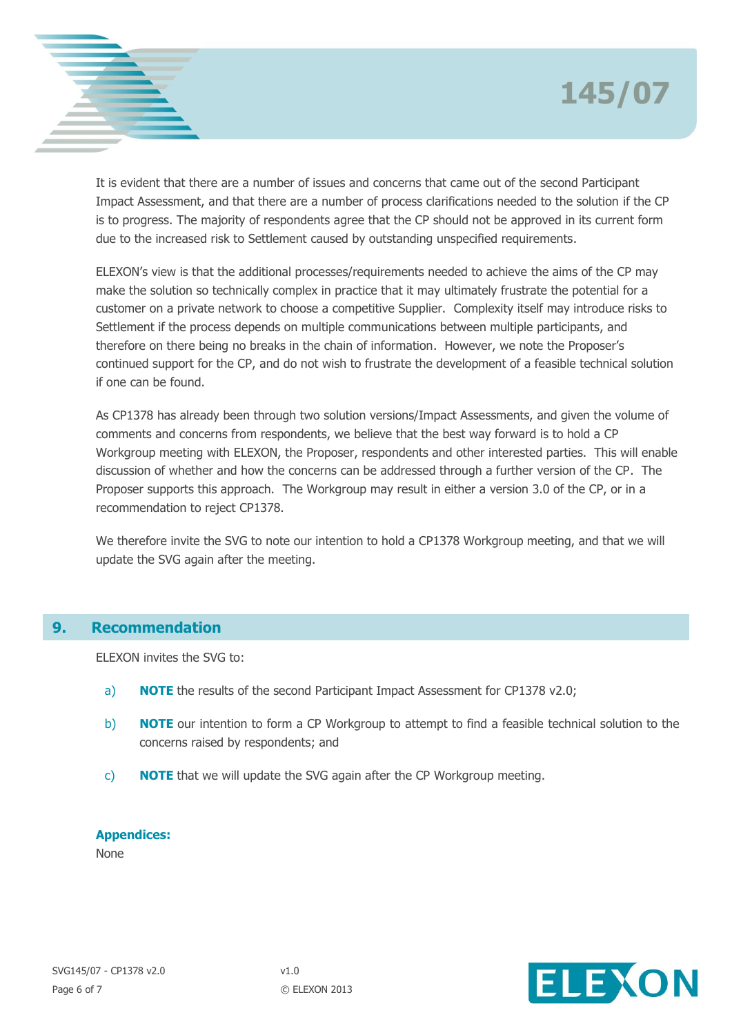It is evident that there are a number of issues and concerns that came out of the second Participant Impact Assessment, and that there are a number of process clarifications needed to the solution if the CP is to progress. The majority of respondents agree that the CP should not be approved in its current form due to the increased risk to Settlement caused by outstanding unspecified requirements.

ELEXON's view is that the additional processes/requirements needed to achieve the aims of the CP may make the solution so technically complex in practice that it may ultimately frustrate the potential for a customer on a private network to choose a competitive Supplier. Complexity itself may introduce risks to Settlement if the process depends on multiple communications between multiple participants, and therefore on there being no breaks in the chain of information. However, we note the Proposer's continued support for the CP, and do not wish to frustrate the development of a feasible technical solution if one can be found.

As CP1378 has already been through two solution versions/Impact Assessments, and given the volume of comments and concerns from respondents, we believe that the best way forward is to hold a CP Workgroup meeting with ELEXON, the Proposer, respondents and other interested parties. This will enable discussion of whether and how the concerns can be addressed through a further version of the CP. The Proposer supports this approach. The Workgroup may result in either a version 3.0 of the CP, or in a recommendation to reject CP1378.

We therefore invite the SVG to note our intention to hold a CP1378 Workgroup meeting, and that we will update the SVG again after the meeting.

## 9. Recommendation

ELEXON invites the SVG to:

a) **NOTE** the results of the second Participant Impact Assessment for CP1378 v2.0;

b) **NOTE** our intention to form a CP Workgroup to attempt to find a feasible technical solution to the concerns raised by respondents; and

c) **NOTE** that we will update the SVG again after the CP Workgroup meeting.

**Appendices:**

None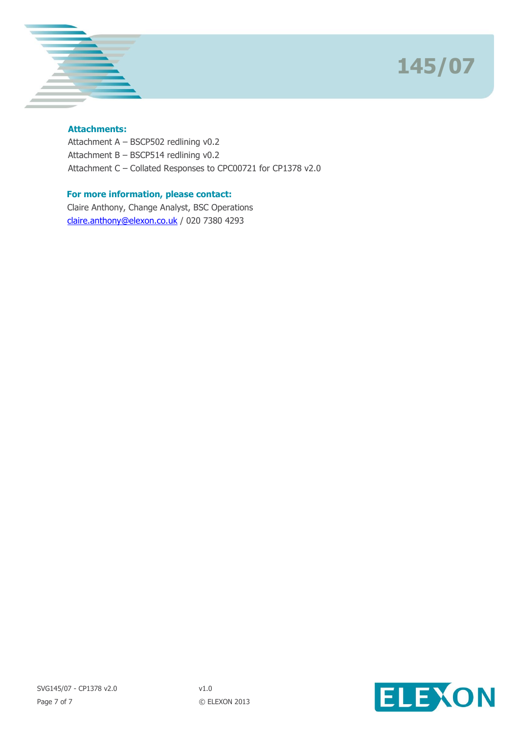**Attachments:**

Attachment A – BSCP502 redlining v0.2

Attachment B – BSCP514 redlining v0.2

Attachment C – Collated Responses to CPC00721 for CP1378 v2.0

**For more information, please contact:**

Claire Anthony, Change Analyst, BSC Operations

claire.anthony@elexon.co.uk / 020 7380 4293